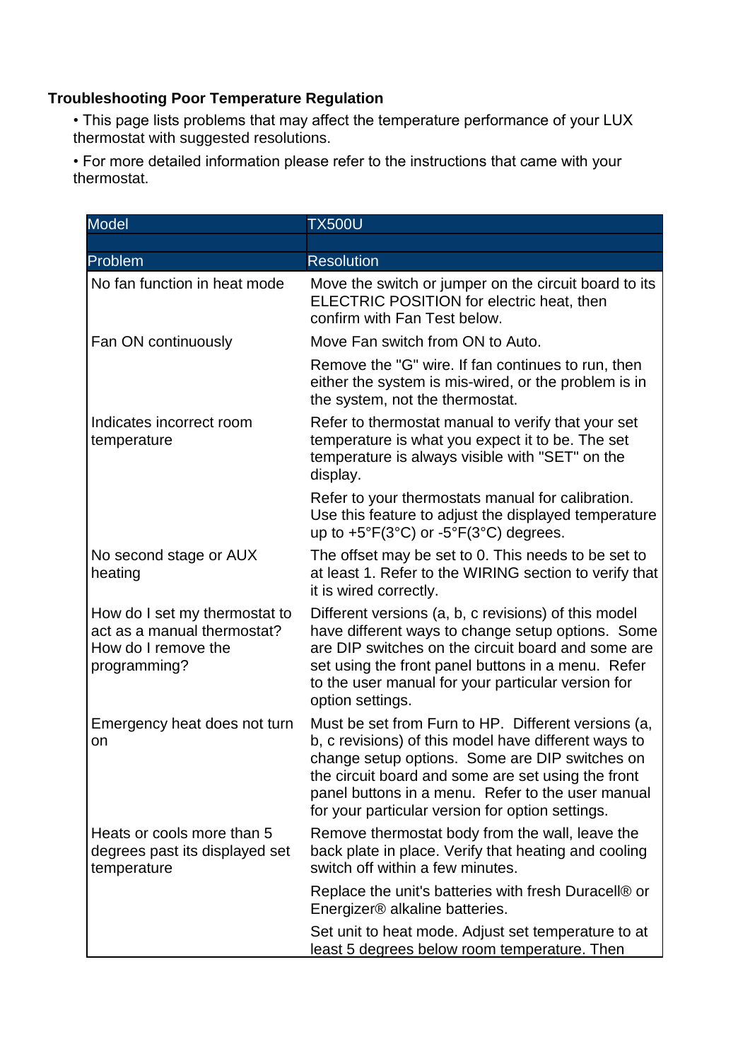### Troubleshooting Poor Temperature Regulation

- This page lists problems that may affect the temperature performance of your LUX thermostat with suggested resolutions.
- For more detailed information please refer to the instructions that came with your thermostat.

| Model | TX500U |
|---|---|
| | |
| **Problem** | **Resolution** |
| No fan function in heat mode | Move the switch or jumper on the circuit board to its ELECTRIC POSITION for electric heat, then confirm with Fan Test below. |
| Fan ON continuously | Move Fan switch from ON to Auto. |
| | Remove the "G" wire. If fan continues to run, then either the system is mis-wired, or the problem is in the system, not the thermostat. |
| Indicates incorrect room temperature | Refer to thermostat manual to verify that your set temperature is what you expect it to be. The set temperature is always visible with "SET" on the display. |
| | Refer to your thermostats manual for calibration. Use this feature to adjust the displayed temperature up to +5°F(3°C) or -5°F(3°C) degrees. |
| No second stage or AUX heating | The offset may be set to 0. This needs to be set to at least 1. Refer to the WIRING section to verify that it is wired correctly. |
| How do I set my thermostat to act as a manual thermostat? How do I remove the programming? | Different versions (a, b, c revisions) of this model have different ways to change setup options. Some are DIP switches on the circuit board and some are set using the front panel buttons in a menu. Refer to the user manual for your particular version for option settings. |
| Emergency heat does not turn on | Must be set from Furn to HP. Different versions (a, b, c revisions) of this model have different ways to change setup options. Some are DIP switches on the circuit board and some are set using the front panel buttons in a menu. Refer to the user manual for your particular version for option settings. |
| Heats or cools more than 5 degrees past its displayed set temperature | Remove thermostat body from the wall, leave the back plate in place. Verify that heating and cooling switch off within a few minutes. |
| | Replace the unit's batteries with fresh Duracell® or Energizer® alkaline batteries. |
| | Set unit to heat mode. Adjust set temperature to at least 5 degrees below room temperature. Then |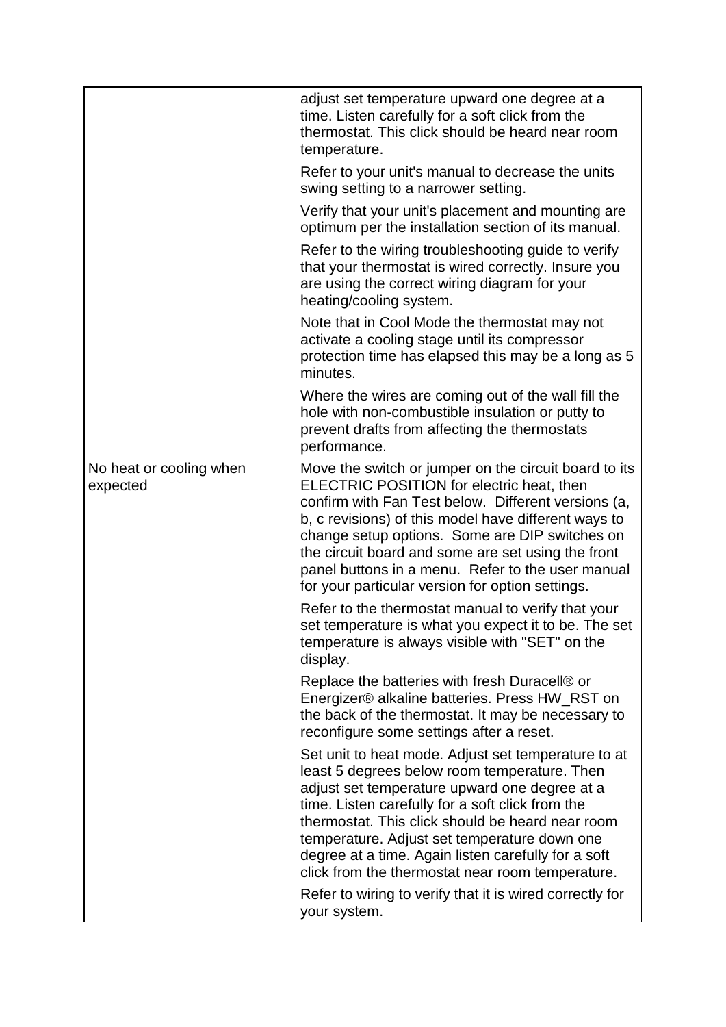| | |
|---|---|
| | adjust set temperature upward one degree at a time. Listen carefully for a soft click from the thermostat. This click should be heard near room temperature.<br><br>Refer to your unit's manual to decrease the units swing setting to a narrower setting.<br><br>Verify that your unit's placement and mounting are optimum per the installation section of its manual.<br><br>Refer to the wiring troubleshooting guide to verify that your thermostat is wired correctly. Insure you are using the correct wiring diagram for your heating/cooling system.<br><br>Note that in Cool Mode the thermostat may not activate a cooling stage until its compressor protection time has elapsed this may be a long as 5 minutes.<br><br>Where the wires are coming out of the wall fill the hole with non-combustible insulation or putty to prevent drafts from affecting the thermostats performance. |
| No heat or cooling when expected | Move the switch or jumper on the circuit board to its ELECTRIC POSITION for electric heat, then confirm with Fan Test below. Different versions (a, b, c revisions) of this model have different ways to change setup options. Some are DIP switches on the circuit board and some are set using the front panel buttons in a menu. Refer to the user manual for your particular version for option settings.<br><br>Refer to the thermostat manual to verify that your set temperature is what you expect it to be. The set temperature is always visible with "SET" on the display.<br><br>Replace the batteries with fresh Duracell® or Energizer® alkaline batteries. Press HW_RST on the back of the thermostat. It may be necessary to reconfigure some settings after a reset.<br><br>Set unit to heat mode. Adjust set temperature to at least 5 degrees below room temperature. Then adjust set temperature upward one degree at a time. Listen carefully for a soft click from the thermostat. This click should be heard near room temperature. Adjust set temperature down one degree at a time. Again listen carefully for a soft click from the thermostat near room temperature.<br><br>Refer to wiring to verify that it is wired correctly for your system. |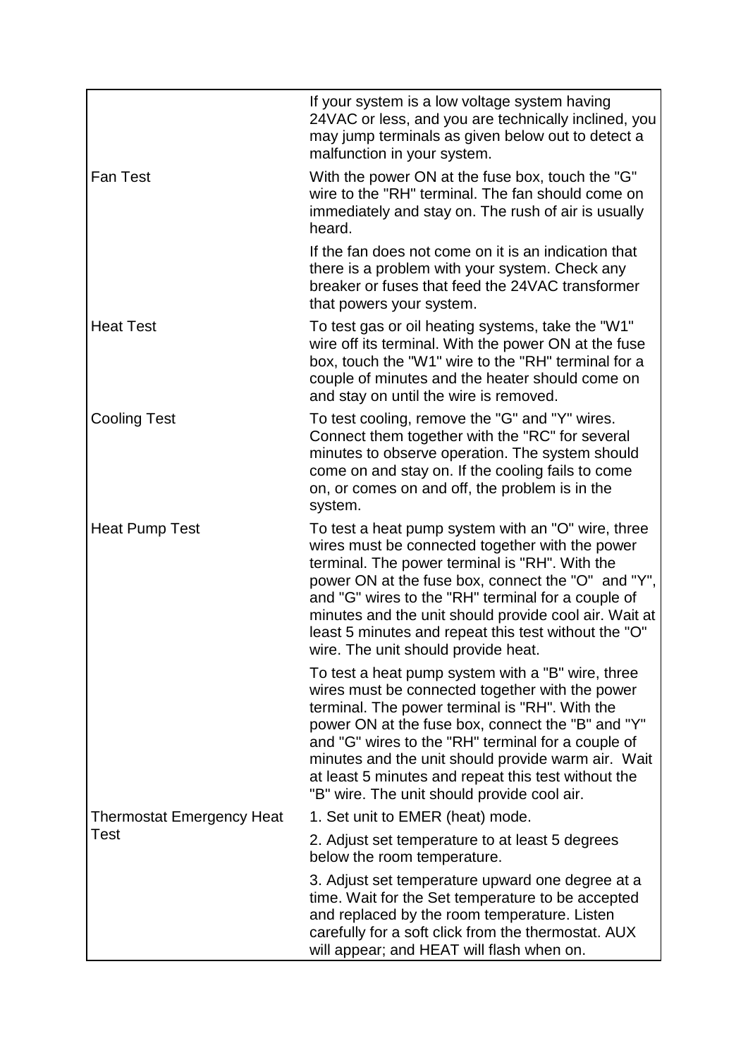| | |
|---|---|
| | If your system is a low voltage system having 24VAC or less, and you are technically inclined, you may jump terminals as given below out to detect a malfunction in your system. |
| Fan Test | With the power ON at the fuse box, touch the "G" wire to the "RH" terminal. The fan should come on immediately and stay on. The rush of air is usually heard. |
| | If the fan does not come on it is an indication that there is a problem with your system. Check any breaker or fuses that feed the 24VAC transformer that powers your system. |
| Heat Test | To test gas or oil heating systems, take the "W1" wire off its terminal. With the power ON at the fuse box, touch the "W1" wire to the "RH" terminal for a couple of minutes and the heater should come on and stay on until the wire is removed. |
| Cooling Test | To test cooling, remove the "G" and "Y" wires. Connect them together with the "RC" for several minutes to observe operation. The system should come on and stay on. If the cooling fails to come on, or comes on and off, the problem is in the system. |
| Heat Pump Test | To test a heat pump system with an "O" wire, three wires must be connected together with the power terminal. The power terminal is "RH". With the power ON at the fuse box, connect the "O" and "Y", and "G" wires to the "RH" terminal for a couple of minutes and the unit should provide cool air. Wait at least 5 minutes and repeat this test without the "O" wire. The unit should provide heat. |
| | To test a heat pump system with a "B" wire, three wires must be connected together with the power terminal. The power terminal is "RH". With the power ON at the fuse box, connect the "B" and "Y" and "G" wires to the "RH" terminal for a couple of minutes and the unit should provide warm air. Wait at least 5 minutes and repeat this test without the "B" wire. The unit should provide cool air. |
| Thermostat Emergency Heat Test | 1. Set unit to EMER (heat) mode. |
| | 2. Adjust set temperature to at least 5 degrees below the room temperature. |
| | 3. Adjust set temperature upward one degree at a time. Wait for the Set temperature to be accepted and replaced by the room temperature. Listen carefully for a soft click from the thermostat. AUX will appear; and HEAT will flash when on. |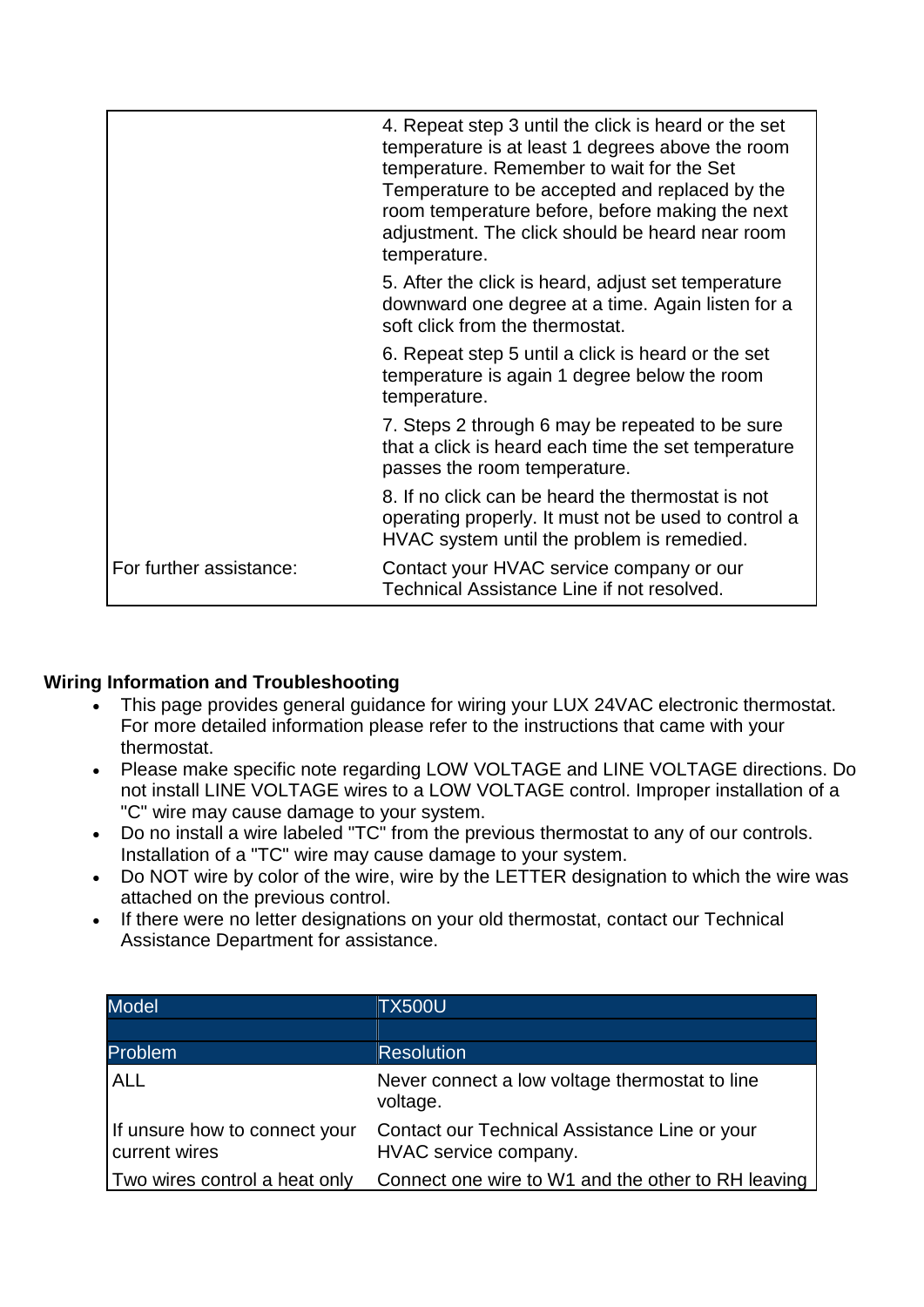| | |
|---|---|
| | 4. Repeat step 3 until the click is heard or the set temperature is at least 1 degrees above the room temperature. Remember to wait for the Set Temperature to be accepted and replaced by the room temperature before, before making the next adjustment. The click should be heard near room temperature.<br><br>5. After the click is heard, adjust set temperature downward one degree at a time. Again listen for a soft click from the thermostat.<br><br>6. Repeat step 5 until a click is heard or the set temperature is again 1 degree below the room temperature.<br><br>7. Steps 2 through 6 may be repeated to be sure that a click is heard each time the set temperature passes the room temperature.<br><br>8. If no click can be heard the thermostat is not operating properly. It must not be used to control a HVAC system until the problem is remedied. |
| For further assistance: | Contact your HVAC service company or our Technical Assistance Line if not resolved. |

**Wiring Information and Troubleshooting**

- This page provides general guidance for wiring your LUX 24VAC electronic thermostat. For more detailed information please refer to the instructions that came with your thermostat.
- Please make specific note regarding LOW VOLTAGE and LINE VOLTAGE directions. Do not install LINE VOLTAGE wires to a LOW VOLTAGE control. Improper installation of a "C" wire may cause damage to your system.
- Do no install a wire labeled "TC" from the previous thermostat to any of our controls. Installation of a "TC" wire may cause damage to your system.
- Do NOT wire by color of the wire, wire by the LETTER designation to which the wire was attached on the previous control.
- If there were no letter designations on your old thermostat, contact our Technical Assistance Department for assistance.

| Model | TX500U |
|---|---|
| | |
| **Problem** | **Resolution** |
| ALL | Never connect a low voltage thermostat to line voltage. |
| If unsure how to connect your current wires | Contact our Technical Assistance Line or your HVAC service company. |
| Two wires control a heat only | Connect one wire to W1 and the other to RH leaving |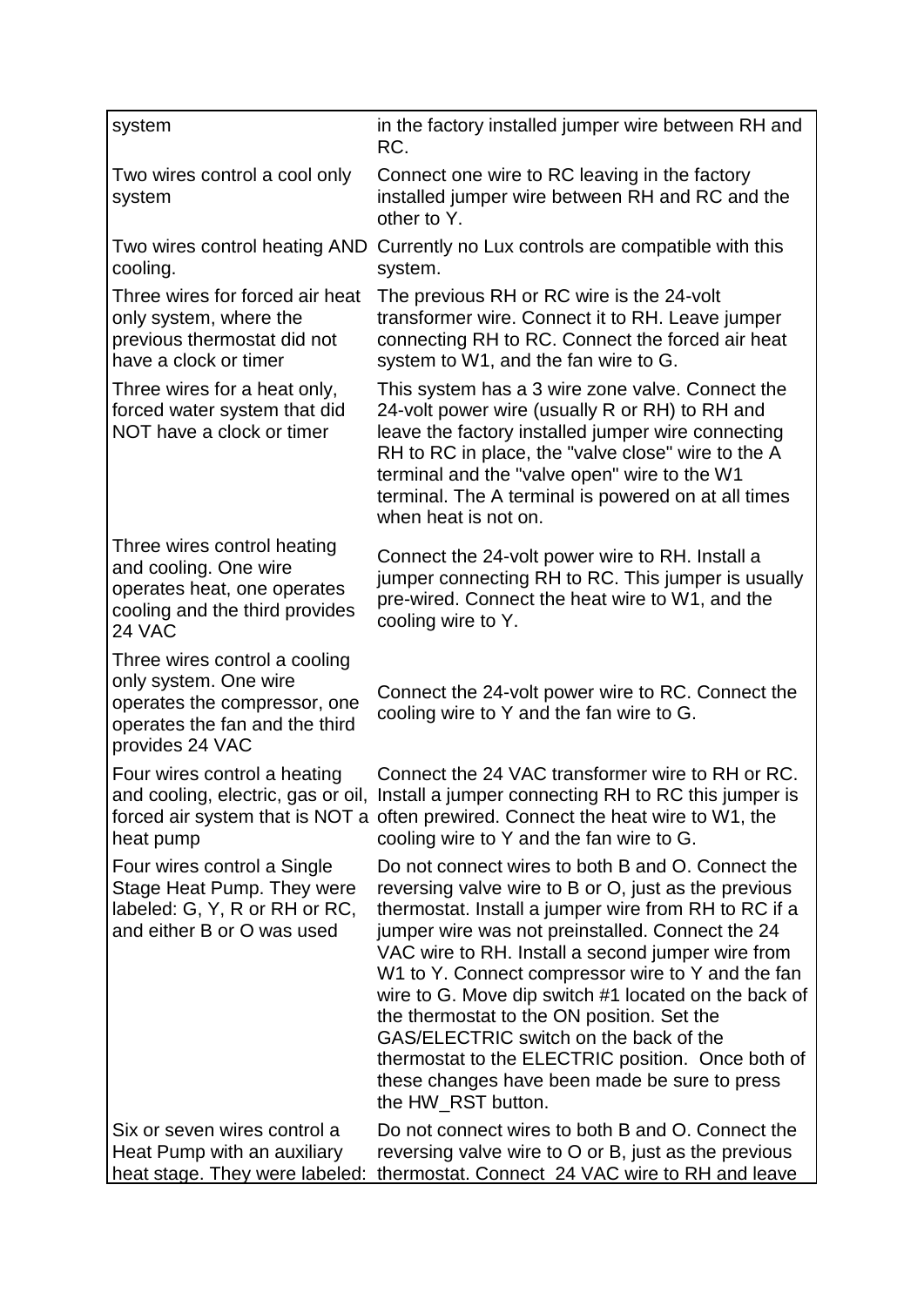| | |
|---|---|
| system | in the factory installed jumper wire between RH and RC. |
| Two wires control a cool only system | Connect one wire to RC leaving in the factory installed jumper wire between RH and RC and the other to Y. |
| Two wires control heating AND cooling. | Currently no Lux controls are compatible with this system. |
| Three wires for forced air heat only system, where the previous thermostat did not have a clock or timer | The previous RH or RC wire is the 24-volt transformer wire. Connect it to RH. Leave jumper connecting RH to RC. Connect the forced air heat system to W1, and the fan wire to G. |
| Three wires for a heat only, forced water system that did NOT have a clock or timer | This system has a 3 wire zone valve. Connect the 24-volt power wire (usually R or RH) to RH and leave the factory installed jumper wire connecting RH to RC in place, the "valve close" wire to the A terminal and the "valve open" wire to the W1 terminal. The A terminal is powered on at all times when heat is not on. |
| Three wires control heating and cooling. One wire operates heat, one operates cooling and the third provides 24 VAC | Connect the 24-volt power wire to RH. Install a jumper connecting RH to RC. This jumper is usually pre-wired. Connect the heat wire to W1, and the cooling wire to Y. |
| Three wires control a cooling only system. One wire operates the compressor, one operates the fan and the third provides 24 VAC | Connect the 24-volt power wire to RC. Connect the cooling wire to Y and the fan wire to G. |
| Four wires control a heating and cooling, electric, gas or oil, forced air system that is NOT a heat pump | Connect the 24 VAC transformer wire to RH or RC. Install a jumper connecting RH to RC this jumper is often prewired. Connect the heat wire to W1, the cooling wire to Y and the fan wire to G. |
| Four wires control a Single Stage Heat Pump. They were labeled: G, Y, R or RH or RC, and either B or O was used | Do not connect wires to both B and O. Connect the reversing valve wire to B or O, just as the previous thermostat. Install a jumper wire from RH to RC if a jumper wire was not preinstalled. Connect the 24 VAC wire to RH. Install a second jumper wire from W1 to Y. Connect compressor wire to Y and the fan wire to G. Move dip switch #1 located on the back of the thermostat to the ON position. Set the GAS/ELECTRIC switch on the back of the thermostat to the ELECTRIC position. Once both of these changes have been made be sure to press the HW_RST button. |
| Six or seven wires control a Heat Pump with an auxiliary heat stage. They were labeled: | Do not connect wires to both B and O. Connect the reversing valve wire to O or B, just as the previous thermostat. Connect 24 VAC wire to RH and leave |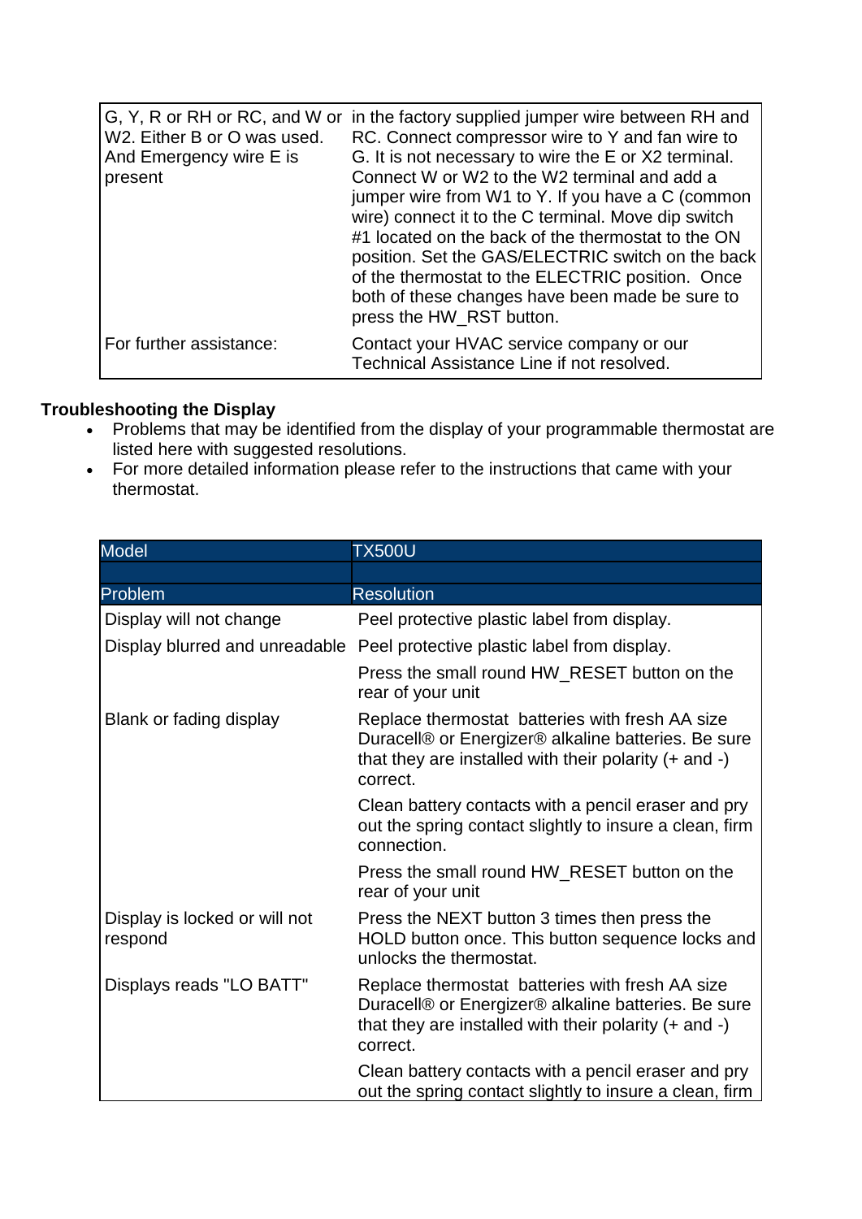| | |
|---|---|
| G, Y, R or RH or RC, and W or W2. Either B or O was used. And Emergency wire E is present | in the factory supplied jumper wire between RH and RC. Connect compressor wire to Y and fan wire to G. It is not necessary to wire the E or X2 terminal. Connect W or W2 to the W2 terminal and add a jumper wire from W1 to Y. If you have a C (common wire) connect it to the C terminal. Move dip switch #1 located on the back of the thermostat to the ON position. Set the GAS/ELECTRIC switch on the back of the thermostat to the ELECTRIC position. Once both of these changes have been made be sure to press the HW_RST button. |
| For further assistance: | Contact your HVAC service company or our Technical Assistance Line if not resolved. |

**Troubleshooting the Display**

- Problems that may be identified from the display of your programmable thermostat are listed here with suggested resolutions.
- For more detailed information please refer to the instructions that came with your thermostat.

| Model | TX500U |
|---|---|
| | |
| **Problem** | **Resolution** |
| Display will not change | Peel protective plastic label from display. |
| Display blurred and unreadable | Peel protective plastic label from display. |
| | Press the small round HW_RESET button on the rear of your unit |
| Blank or fading display | Replace thermostat batteries with fresh AA size Duracell® or Energizer® alkaline batteries. Be sure that they are installed with their polarity (+ and -) correct. |
| | Clean battery contacts with a pencil eraser and pry out the spring contact slightly to insure a clean, firm connection. |
| | Press the small round HW_RESET button on the rear of your unit |
| Display is locked or will not respond | Press the NEXT button 3 times then press the HOLD button once. This button sequence locks and unlocks the thermostat. |
| Displays reads "LO BATT" | Replace thermostat batteries with fresh AA size Duracell® or Energizer® alkaline batteries. Be sure that they are installed with their polarity (+ and -) correct. |
| | Clean battery contacts with a pencil eraser and pry out the spring contact slightly to insure a clean, firm |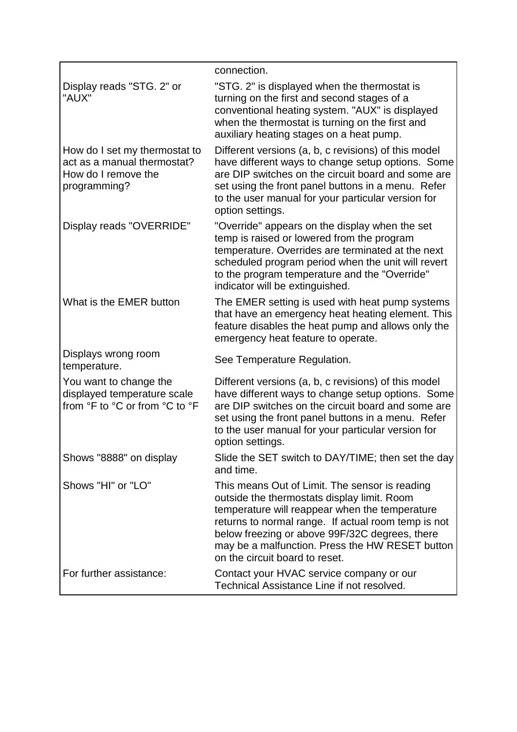| | |
|---|---|
| | connection. |
| Display reads "STG. 2" or "AUX" | "STG. 2" is displayed when the thermostat is turning on the first and second stages of a conventional heating system. "AUX" is displayed when the thermostat is turning on the first and auxiliary heating stages on a heat pump. |
| How do I set my thermostat to act as a manual thermostat? How do I remove the programming? | Different versions (a, b, c revisions) of this model have different ways to change setup options. Some are DIP switches on the circuit board and some are set using the front panel buttons in a menu. Refer to the user manual for your particular version for option settings. |
| Display reads "OVERRIDE" | "Override" appears on the display when the set temp is raised or lowered from the program temperature. Overrides are terminated at the next scheduled program period when the unit will revert to the program temperature and the "Override" indicator will be extinguished. |
| What is the EMER button | The EMER setting is used with heat pump systems that have an emergency heat heating element. This feature disables the heat pump and allows only the emergency heat feature to operate. |
| Displays wrong room temperature. | See Temperature Regulation. |
| You want to change the displayed temperature scale from °F to °C or from °C to °F | Different versions (a, b, c revisions) of this model have different ways to change setup options. Some are DIP switches on the circuit board and some are set using the front panel buttons in a menu. Refer to the user manual for your particular version for option settings. |
| Shows "8888" on display | Slide the SET switch to DAY/TIME; then set the day and time. |
| Shows "HI" or "LO" | This means Out of Limit. The sensor is reading outside the thermostats display limit. Room temperature will reappear when the temperature returns to normal range. If actual room temp is not below freezing or above 99F/32C degrees, there may be a malfunction. Press the HW RESET button on the circuit board to reset. |
| For further assistance: | Contact your HVAC service company or our Technical Assistance Line if not resolved. |